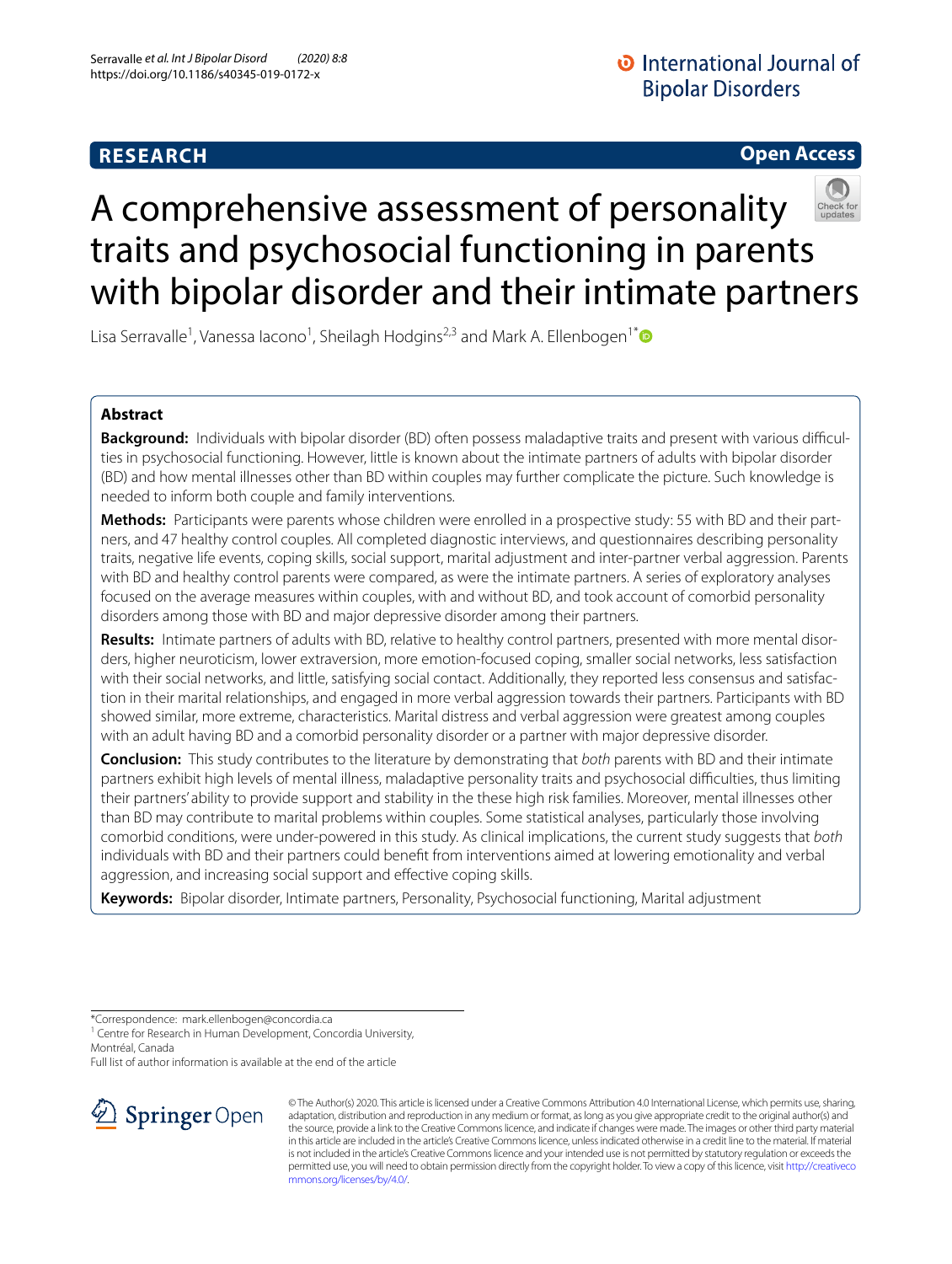**RESEARCH** **Open Access**

# A comprehensive assessment of personality traits and psychosocial functioning in parents with bipolar disorder and their intimate partners

Lisa Serravalle[1], Vanessa Iacono[1], Sheilagh Hodgins[2,3] and Mark A. Ellenbogen[1*]

## Abstract

**Background:** Individuals with bipolar disorder (BD) often possess maladaptive traits and present with various difficulties in psychosocial functioning. However, little is known about the intimate partners of adults with bipolar disorder (BD) and how mental illnesses other than BD within couples may further complicate the picture. Such knowledge is needed to inform both couple and family interventions.

**Methods:** Participants were parents whose children were enrolled in a prospective study: 55 with BD and their partners, and 47 healthy control couples. All completed diagnostic interviews, and questionnaires describing personality traits, negative life events, coping skills, social support, marital adjustment and inter-partner verbal aggression. Parents with BD and healthy control parents were compared, as were the intimate partners. A series of exploratory analyses focused on the average measures within couples, with and without BD, and took account of comorbid personality disorders among those with BD and major depressive disorder among their partners.

**Results:** Intimate partners of adults with BD, relative to healthy control partners, presented with more mental disorders, higher neuroticism, lower extraversion, more emotion-focused coping, smaller social networks, less satisfaction with their social networks, and little, satisfying social contact. Additionally, they reported less consensus and satisfaction in their marital relationships, and engaged in more verbal aggression towards their partners. Participants with BD showed similar, more extreme, characteristics. Marital distress and verbal aggression were greatest among couples with an adult having BD and a comorbid personality disorder or a partner with major depressive disorder.

**Conclusion:** This study contributes to the literature by demonstrating that *both* parents with BD and their intimate partners exhibit high levels of mental illness, maladaptive personality traits and psychosocial difficulties, thus limiting their partners' ability to provide support and stability in the these high risk families. Moreover, mental illnesses other than BD may contribute to marital problems within couples. Some statistical analyses, particularly those involving comorbid conditions, were under-powered in this study. As clinical implications, the current study suggests that *both* individuals with BD and their partners could benefit from interventions aimed at lowering emotionality and verbal aggression, and increasing social support and effective coping skills.

**Keywords:** Bipolar disorder, Intimate partners, Personality, Psychosocial functioning, Marital adjustment

*Correspondence: mark.ellenbogen@concordia.ca
[1] Centre for Research in Human Development, Concordia University, Montréal, Canada
Full list of author information is available at the end of the article

© The Author(s) 2020. This article is licensed under a Creative Commons Attribution 4.0 International License, which permits use, sharing, adaptation, distribution and reproduction in any medium or format, as long as you give appropriate credit to the original author(s) and the source, provide a link to the Creative Commons licence, and indicate if changes were made. The images or other third party material in this article are included in the article's Creative Commons licence, unless indicated otherwise in a credit line to the material. If material is not included in the article's Creative Commons licence and your intended use is not permitted by statutory regulation or exceeds the permitted use, you will need to obtain permission directly from the copyright holder. To view a copy of this licence, visit http://creativecommons.org/licenses/by/4.0/.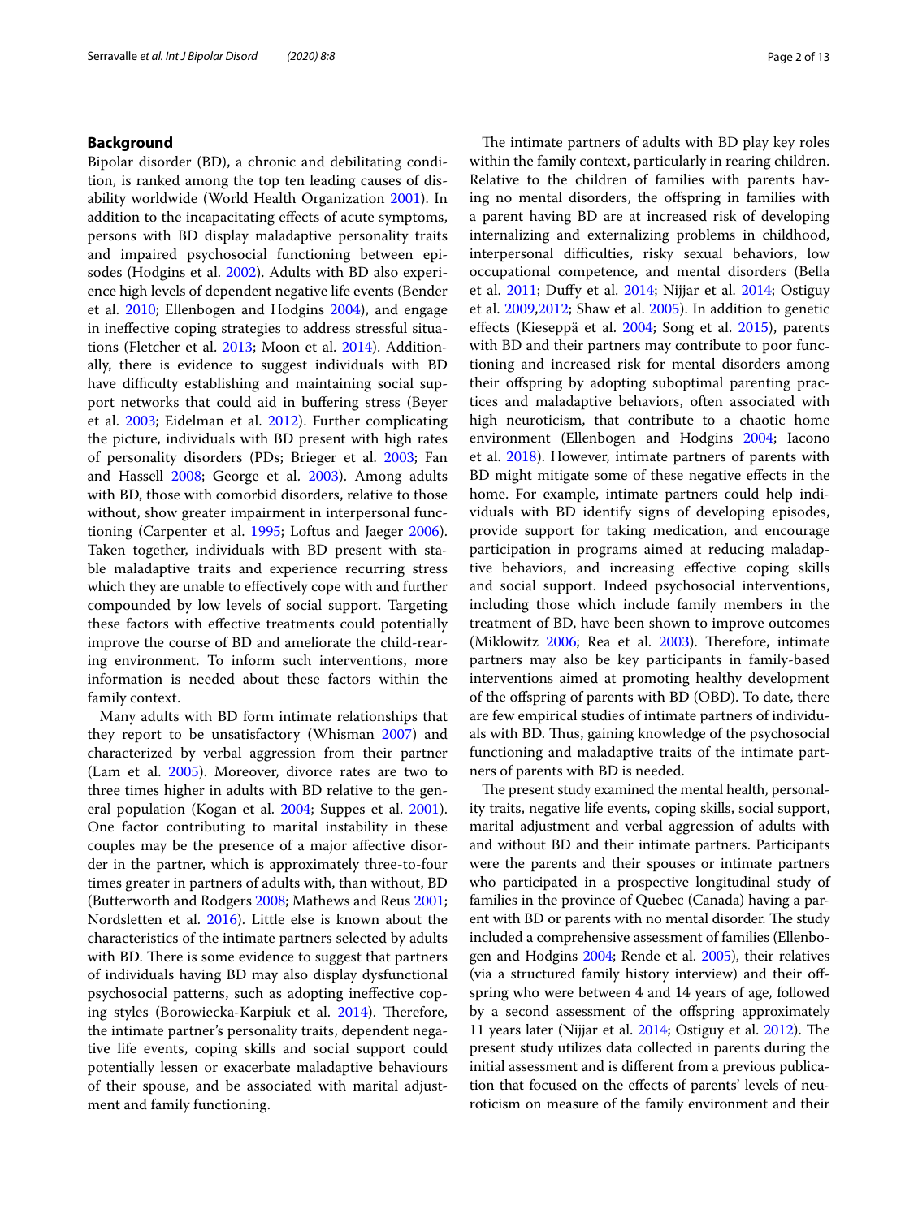## Background

Bipolar disorder (BD), a chronic and debilitating condition, is ranked among the top ten leading causes of disability worldwide (World Health Organization 2001). In addition to the incapacitating effects of acute symptoms, persons with BD display maladaptive personality traits and impaired psychosocial functioning between episodes (Hodgins et al. 2002). Adults with BD also experience high levels of dependent negative life events (Bender et al. 2010; Ellenbogen and Hodgins 2004), and engage in ineffective coping strategies to address stressful situations (Fletcher et al. 2013; Moon et al. 2014). Additionally, there is evidence to suggest individuals with BD have difficulty establishing and maintaining social support networks that could aid in buffering stress (Beyer et al. 2003; Eidelman et al. 2012). Further complicating the picture, individuals with BD present with high rates of personality disorders (PDs; Brieger et al. 2003; Fan and Hassell 2008; George et al. 2003). Among adults with BD, those with comorbid disorders, relative to those without, show greater impairment in interpersonal functioning (Carpenter et al. 1995; Loftus and Jaeger 2006). Taken together, individuals with BD present with stable maladaptive traits and experience recurring stress which they are unable to effectively cope with and further compounded by low levels of social support. Targeting these factors with effective treatments could potentially improve the course of BD and ameliorate the child-rearing environment. To inform such interventions, more information is needed about these factors within the family context.

Many adults with BD form intimate relationships that they report to be unsatisfactory (Whisman 2007) and characterized by verbal aggression from their partner (Lam et al. 2005). Moreover, divorce rates are two to three times higher in adults with BD relative to the general population (Kogan et al. 2004; Suppes et al. 2001). One factor contributing to marital instability in these couples may be the presence of a major affective disorder in the partner, which is approximately three-to-four times greater in partners of adults with, than without, BD (Butterworth and Rodgers 2008; Mathews and Reus 2001; Nordsletten et al. 2016). Little else is known about the characteristics of the intimate partners selected by adults with BD. There is some evidence to suggest that partners of individuals having BD may also display dysfunctional psychosocial patterns, such as adopting ineffective coping styles (Borowiecka-Karpiuk et al. 2014). Therefore, the intimate partner's personality traits, dependent negative life events, coping skills and social support could potentially lessen or exacerbate maladaptive behaviours of their spouse, and be associated with marital adjustment and family functioning.

The intimate partners of adults with BD play key roles within the family context, particularly in rearing children. Relative to the children of families with parents having no mental disorders, the offspring in families with a parent having BD are at increased risk of developing internalizing and externalizing problems in childhood, interpersonal difficulties, risky sexual behaviors, low occupational competence, and mental disorders (Bella et al. 2011; Duffy et al. 2014; Nijjar et al. 2014; Ostiguy et al. 2009,2012; Shaw et al. 2005). In addition to genetic effects (Kieseppä et al. 2004; Song et al. 2015), parents with BD and their partners may contribute to poor functioning and increased risk for mental disorders among their offspring by adopting suboptimal parenting practices and maladaptive behaviors, often associated with high neuroticism, that contribute to a chaotic home environment (Ellenbogen and Hodgins 2004; Iacono et al. 2018). However, intimate partners of parents with BD might mitigate some of these negative effects in the home. For example, intimate partners could help individuals with BD identify signs of developing episodes, provide support for taking medication, and encourage participation in programs aimed at reducing maladaptive behaviors, and increasing effective coping skills and social support. Indeed psychosocial interventions, including those which include family members in the treatment of BD, have been shown to improve outcomes (Miklowitz 2006; Rea et al. 2003). Therefore, intimate partners may also be key participants in family-based interventions aimed at promoting healthy development of the offspring of parents with BD (OBD). To date, there are few empirical studies of intimate partners of individuals with BD. Thus, gaining knowledge of the psychosocial functioning and maladaptive traits of the intimate partners of parents with BD is needed.

The present study examined the mental health, personality traits, negative life events, coping skills, social support, marital adjustment and verbal aggression of adults with and without BD and their intimate partners. Participants were the parents and their spouses or intimate partners who participated in a prospective longitudinal study of families in the province of Quebec (Canada) having a parent with BD or parents with no mental disorder. The study included a comprehensive assessment of families (Ellenbogen and Hodgins 2004; Rende et al. 2005), their relatives (via a structured family history interview) and their offspring who were between 4 and 14 years of age, followed by a second assessment of the offspring approximately 11 years later (Nijjar et al. 2014; Ostiguy et al. 2012). The present study utilizes data collected in parents during the initial assessment and is different from a previous publication that focused on the effects of parents' levels of neuroticism on measure of the family environment and their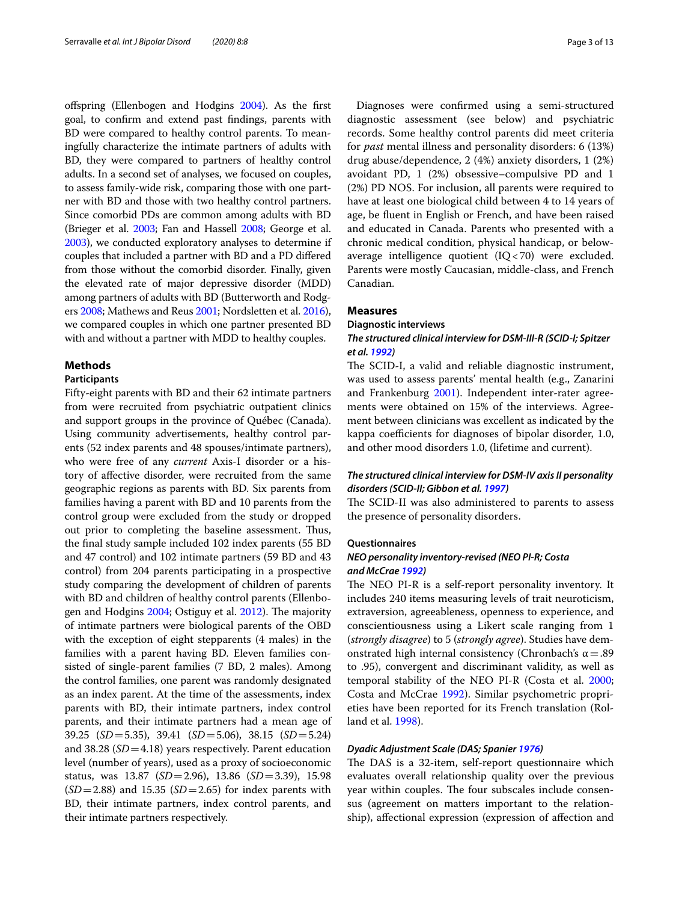offspring (Ellenbogen and Hodgins 2004). As the first goal, to confirm and extend past findings, parents with BD were compared to healthy control parents. To meaningfully characterize the intimate partners of adults with BD, they were compared to partners of healthy control adults. In a second set of analyses, we focused on couples, to assess family-wide risk, comparing those with one partner with BD and those with two healthy control partners. Since comorbid PDs are common among adults with BD (Brieger et al. 2003; Fan and Hassell 2008; George et al. 2003), we conducted exploratory analyses to determine if couples that included a partner with BD and a PD differed from those without the comorbid disorder. Finally, given the elevated rate of major depressive disorder (MDD) among partners of adults with BD (Butterworth and Rodgers 2008; Mathews and Reus 2001; Nordsletten et al. 2016), we compared couples in which one partner presented BD with and without a partner with MDD to healthy couples.

## Methods

### Participants

Fifty-eight parents with BD and their 62 intimate partners from were recruited from psychiatric outpatient clinics and support groups in the province of Québec (Canada). Using community advertisements, healthy control parents (52 index parents and 48 spouses/intimate partners), who were free of any *current* Axis-I disorder or a history of affective disorder, were recruited from the same geographic regions as parents with BD. Six parents from families having a parent with BD and 10 parents from the control group were excluded from the study or dropped out prior to completing the baseline assessment. Thus, the final study sample included 102 index parents (55 BD and 47 control) and 102 intimate partners (59 BD and 43 control) from 204 parents participating in a prospective study comparing the development of children of parents with BD and children of healthy control parents (Ellenbogen and Hodgins 2004; Ostiguy et al. 2012). The majority of intimate partners were biological parents of the OBD with the exception of eight stepparents (4 males) in the families with a parent having BD. Eleven families consisted of single-parent families (7 BD, 2 males). Among the control families, one parent was randomly designated as an index parent. At the time of the assessments, index parents with BD, their intimate partners, index control parents, and their intimate partners had a mean age of 39.25 ($SD=5.35$), 39.41 ($SD=5.06$), 38.15 ($SD=5.24$) and 38.28 ($SD=4.18$) years respectively. Parent education level (number of years), used as a proxy of socioeconomic status, was 13.87 ($SD=2.96$), 13.86 ($SD=3.39$), 15.98 ($SD=2.88$) and 15.35 ($SD=2.65$) for index parents with BD, their intimate partners, index control parents, and their intimate partners respectively.

Diagnoses were confirmed using a semi-structured diagnostic assessment (see below) and psychiatric records. Some healthy control parents did meet criteria for *past* mental illness and personality disorders: 6 (13%) drug abuse/dependence, 2 (4%) anxiety disorders, 1 (2%) avoidant PD, 1 (2%) obsessive–compulsive PD and 1 (2%) PD NOS. For inclusion, all parents were required to have at least one biological child between 4 to 14 years of age, be fluent in English or French, and have been raised and educated in Canada. Parents who presented with a chronic medical condition, physical handicap, or below-average intelligence quotient (IQ < 70) were excluded. Parents were mostly Caucasian, middle-class, and French Canadian.

## Measures

### Diagnostic interviews

#### *The structured clinical interview for DSM-III-R (SCID-I; Spitzer et al. 1992)*

The SCID-I, a valid and reliable diagnostic instrument, was used to assess parents' mental health (e.g., Zanarini and Frankenburg 2001). Independent inter-rater agreements were obtained on 15% of the interviews. Agreement between clinicians was excellent as indicated by the kappa coefficients for diagnoses of bipolar disorder, 1.0, and other mood disorders 1.0, (lifetime and current).

#### *The structured clinical interview for DSM-IV axis II personality disorders (SCID-II; Gibbon et al. 1997)*

The SCID-II was also administered to parents to assess the presence of personality disorders.

### Questionnaires

#### *NEO personality inventory-revised (NEO PI-R; Costa and McCrae 1992)*

The NEO PI-R is a self-report personality inventory. It includes 240 items measuring levels of trait neuroticism, extraversion, agreeableness, openness to experience, and conscientiousness using a Likert scale ranging from 1 (*strongly disagree*) to 5 (*strongly agree*). Studies have demonstrated high internal consistency (Chronbach's $\alpha = .89$ to .95), convergent and discriminant validity, as well as temporal stability of the NEO PI-R (Costa et al. 2000; Costa and McCrae 1992). Similar psychometric proprieties have been reported for its French translation (Rolland et al. 1998).

#### *Dyadic Adjustment Scale (DAS; Spanier 1976)*

The DAS is a 32-item, self-report questionnaire which evaluates overall relationship quality over the previous year within couples. The four subscales include consensus (agreement on matters important to the relationship), affectional expression (expression of affection and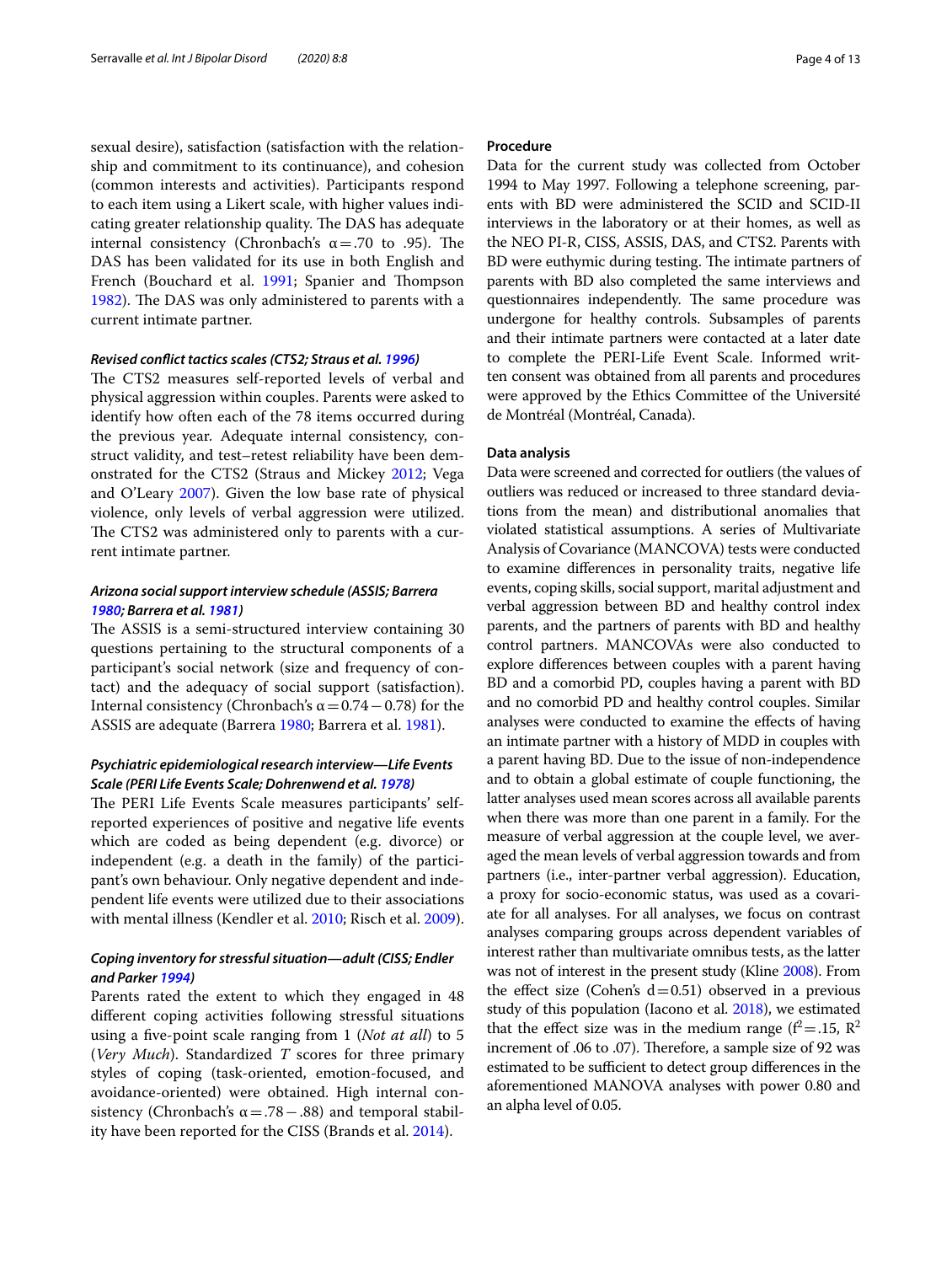sexual desire), satisfaction (satisfaction with the relationship and commitment to its continuance), and cohesion (common interests and activities). Participants respond to each item using a Likert scale, with higher values indicating greater relationship quality. The DAS has adequate internal consistency (Chronbach's α = .70 to .95). The DAS has been validated for its use in both English and French (Bouchard et al. 1991; Spanier and Thompson 1982). The DAS was only administered to parents with a current intimate partner.

#### *Revised conflict tactics scales (CTS2; Straus et al. 1996)*

The CTS2 measures self-reported levels of verbal and physical aggression within couples. Parents were asked to identify how often each of the 78 items occurred during the previous year. Adequate internal consistency, construct validity, and test–retest reliability have been demonstrated for the CTS2 (Straus and Mickey 2012; Vega and O'Leary 2007). Given the low base rate of physical violence, only levels of verbal aggression were utilized. The CTS2 was administered only to parents with a current intimate partner.

#### *Arizona social support interview schedule (ASSIS; Barrera 1980; Barrera et al. 1981)*

The ASSIS is a semi-structured interview containing 30 questions pertaining to the structural components of a participant's social network (size and frequency of contact) and the adequacy of social support (satisfaction). Internal consistency (Chronbach's α = 0.74 − 0.78) for the ASSIS are adequate (Barrera 1980; Barrera et al. 1981).

#### *Psychiatric epidemiological research interview—Life Events Scale (PERI Life Events Scale; Dohrenwend et al. 1978)*

The PERI Life Events Scale measures participants' self-reported experiences of positive and negative life events which are coded as being dependent (e.g. divorce) or independent (e.g. a death in the family) of the participant's own behaviour. Only negative dependent and independent life events were utilized due to their associations with mental illness (Kendler et al. 2010; Risch et al. 2009).

#### *Coping inventory for stressful situation—adult (CISS; Endler and Parker 1994)*

Parents rated the extent to which they engaged in 48 different coping activities following stressful situations using a five-point scale ranging from 1 (*Not at all*) to 5 (*Very Much*). Standardized *T* scores for three primary styles of coping (task-oriented, emotion-focused, and avoidance-oriented) were obtained. High internal consistency (Chronbach's α = .78 − .88) and temporal stability have been reported for the CISS (Brands et al. 2014).

### Procedure

Data for the current study was collected from October 1994 to May 1997. Following a telephone screening, parents with BD were administered the SCID and SCID-II interviews in the laboratory or at their homes, as well as the NEO PI-R, CISS, ASSIS, DAS, and CTS2. Parents with BD were euthymic during testing. The intimate partners of parents with BD also completed the same interviews and questionnaires independently. The same procedure was undergone for healthy controls. Subsamples of parents and their intimate partners were contacted at a later date to complete the PERI-Life Event Scale. Informed written consent was obtained from all parents and procedures were approved by the Ethics Committee of the Université de Montréal (Montréal, Canada).

### Data analysis

Data were screened and corrected for outliers (the values of outliers was reduced or increased to three standard deviations from the mean) and distributional anomalies that violated statistical assumptions. A series of Multivariate Analysis of Covariance (MANCOVA) tests were conducted to examine differences in personality traits, negative life events, coping skills, social support, marital adjustment and verbal aggression between BD and healthy control index parents, and the partners of parents with BD and healthy control partners. MANCOVAs were also conducted to explore differences between couples with a parent having BD and a comorbid PD, couples having a parent with BD and no comorbid PD and healthy control couples. Similar analyses were conducted to examine the effects of having an intimate partner with a history of MDD in couples with a parent having BD. Due to the issue of non-independence and to obtain a global estimate of couple functioning, the latter analyses used mean scores across all available parents when there was more than one parent in a family. For the measure of verbal aggression at the couple level, we averaged the mean levels of verbal aggression towards and from partners (i.e., inter-partner verbal aggression). Education, a proxy for socio-economic status, was used as a covariate for all analyses. For all analyses, we focus on contrast analyses comparing groups across dependent variables of interest rather than multivariate omnibus tests, as the latter was not of interest in the present study (Kline 2008). From the effect size (Cohen's d = 0.51) observed in a previous study of this population (Iacono et al. 2018), we estimated that the effect size was in the medium range ($f^2 = .15$, $R^2$ increment of .06 to .07). Therefore, a sample size of 92 was estimated to be sufficient to detect group differences in the aforementioned MANOVA analyses with power 0.80 and an alpha level of 0.05.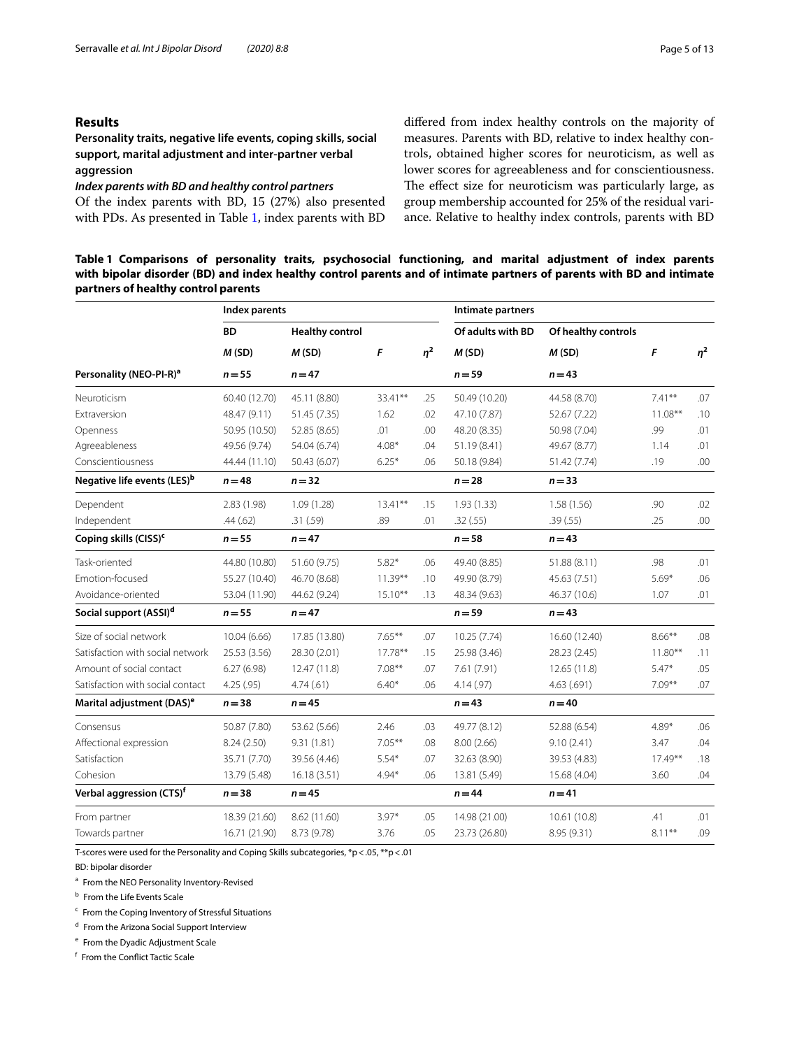## Results

### Personality traits, negative life events, coping skills, social support, marital adjustment and inter-partner verbal aggression

#### *Index parents with BD and healthy control partners*

Of the index parents with BD, 15 (27%) also presented with PDs. As presented in Table 1, index parents with BD differed from index healthy controls on the majority of measures. Parents with BD, relative to index healthy controls, obtained higher scores for neuroticism, as well as lower scores for agreeableness and for conscientiousness. The effect size for neuroticism was particularly large, as group membership accounted for 25% of the residual variance. Relative to healthy index controls, parents with BD

**Table 1 Comparisons of personality traits, psychosocial functioning, and marital adjustment of index parents with bipolar disorder (BD) and index healthy control parents and of intimate partners of parents with BD and intimate partners of healthy control parents**

| | Index parents | | | | Intimate partners | | | |
|---|---|---|---|---|---|---|---|---|
| | BD | Healthy control | | | Of adults with BD | Of healthy controls | | |
| | *M* (SD) | *M* (SD) | *F* | $\eta^2$ | *M* (SD) | *M* (SD) | *F* | $\eta^2$ |
| **Personality (NEO-PI-R)[a]** | $n=55$ | $n=47$ | | | $n=59$ | $n=43$ | | |
| Neuroticism | 60.40 (12.70) | 45.11 (8.80) | 33.41** | .25 | 50.49 (10.20) | 44.58 (8.70) | 7.41** | .07 |
| Extraversion | 48.47 (9.11) | 51.45 (7.35) | 1.62 | .02 | 47.10 (7.87) | 52.67 (7.22) | 11.08** | .10 |
| Openness | 50.95 (10.50) | 52.85 (8.65) | .01 | .00 | 48.20 (8.35) | 50.98 (7.04) | .99 | .01 |
| Agreeableness | 49.56 (9.74) | 54.04 (6.74) | 4.08* | .04 | 51.19 (8.41) | 49.67 (8.77) | 1.14 | .01 |
| Conscientiousness | 44.44 (11.10) | 50.43 (6.07) | 6.25* | .06 | 50.18 (9.84) | 51.42 (7.74) | .19 | .00 |
| **Negative life events (LES)[b]** | $n=48$ | $n=32$ | | | $n=28$ | $n=33$ | | |
| Dependent | 2.83 (1.98) | 1.09 (1.28) | 13.41** | .15 | 1.93 (1.33) | 1.58 (1.56) | .90 | .02 |
| Independent | .44 (.62) | .31 (.59) | .89 | .01 | .32 (.55) | .39 (.55) | .25 | .00 |
| **Coping skills (CISS)[c]** | $n=55$ | $n=47$ | | | $n=58$ | $n=43$ | | |
| Task-oriented | 44.80 (10.80) | 51.60 (9.75) | 5.82* | .06 | 49.40 (8.85) | 51.88 (8.11) | .98 | .01 |
| Emotion-focused | 55.27 (10.40) | 46.70 (8.68) | 11.39** | .10 | 49.90 (8.79) | 45.63 (7.51) | 5.69* | .06 |
| Avoidance-oriented | 53.04 (11.90) | 44.62 (9.24) | 15.10** | .13 | 48.34 (9.63) | 46.37 (10.6) | 1.07 | .01 |
| **Social support (ASSI)[d]** | $n=55$ | $n=47$ | | | $n=59$ | $n=43$ | | |
| Size of social network | 10.04 (6.66) | 17.85 (13.80) | 7.65** | .07 | 10.25 (7.74) | 16.60 (12.40) | 8.66** | .08 |
| Satisfaction with social network | 25.53 (3.56) | 28.30 (2.01) | 17.78** | .15 | 25.98 (3.46) | 28.23 (2.45) | 11.80** | .11 |
| Amount of social contact | 6.27 (6.98) | 12.47 (11.8) | 7.08** | .07 | 7.61 (7.91) | 12.65 (11.8) | 5.47* | .05 |
| Satisfaction with social contact | 4.25 (.95) | 4.74 (.61) | 6.40* | .06 | 4.14 (.97) | 4.63 (.691) | 7.09** | .07 |
| **Marital adjustment (DAS)[e]** | $n=38$ | $n=45$ | | | $n=43$ | $n=40$ | | |
| Consensus | 50.87 (7.80) | 53.62 (5.66) | 2.46 | .03 | 49.77 (8.12) | 52.88 (6.54) | 4.89* | .06 |
| Affectional expression | 8.24 (2.50) | 9.31 (1.81) | 7.05** | .08 | 8.00 (2.66) | 9.10 (2.41) | 3.47 | .04 |
| Satisfaction | 35.71 (7.70) | 39.56 (4.46) | 5.54* | .07 | 32.63 (8.90) | 39.53 (4.83) | 17.49** | .18 |
| Cohesion | 13.79 (5.48) | 16.18 (3.51) | 4.94* | .06 | 13.81 (5.49) | 15.68 (4.04) | 3.60 | .04 |
| **Verbal aggression (CTS)[f]** | $n=38$ | $n=45$ | | | $n=44$ | $n=41$ | | |
| From partner | 18.39 (21.60) | 8.62 (11.60) | 3.97* | .05 | 14.98 (21.00) | 10.61 (10.8) | .41 | .01 |
| Towards partner | 16.71 (21.90) | 8.73 (9.78) | 3.76 | .05 | 23.73 (26.80) | 8.95 (9.31) | 8.11** | .09 |

T-scores were used for the Personality and Coping Skills subcategories, *p < .05, **p < .01

BD: bipolar disorder

[a] From the NEO Personality Inventory-Revised

[b] From the Life Events Scale

[c] From the Coping Inventory of Stressful Situations

[d] From the Arizona Social Support Interview

[e] From the Dyadic Adjustment Scale

[f] From the Conflict Tactic Scale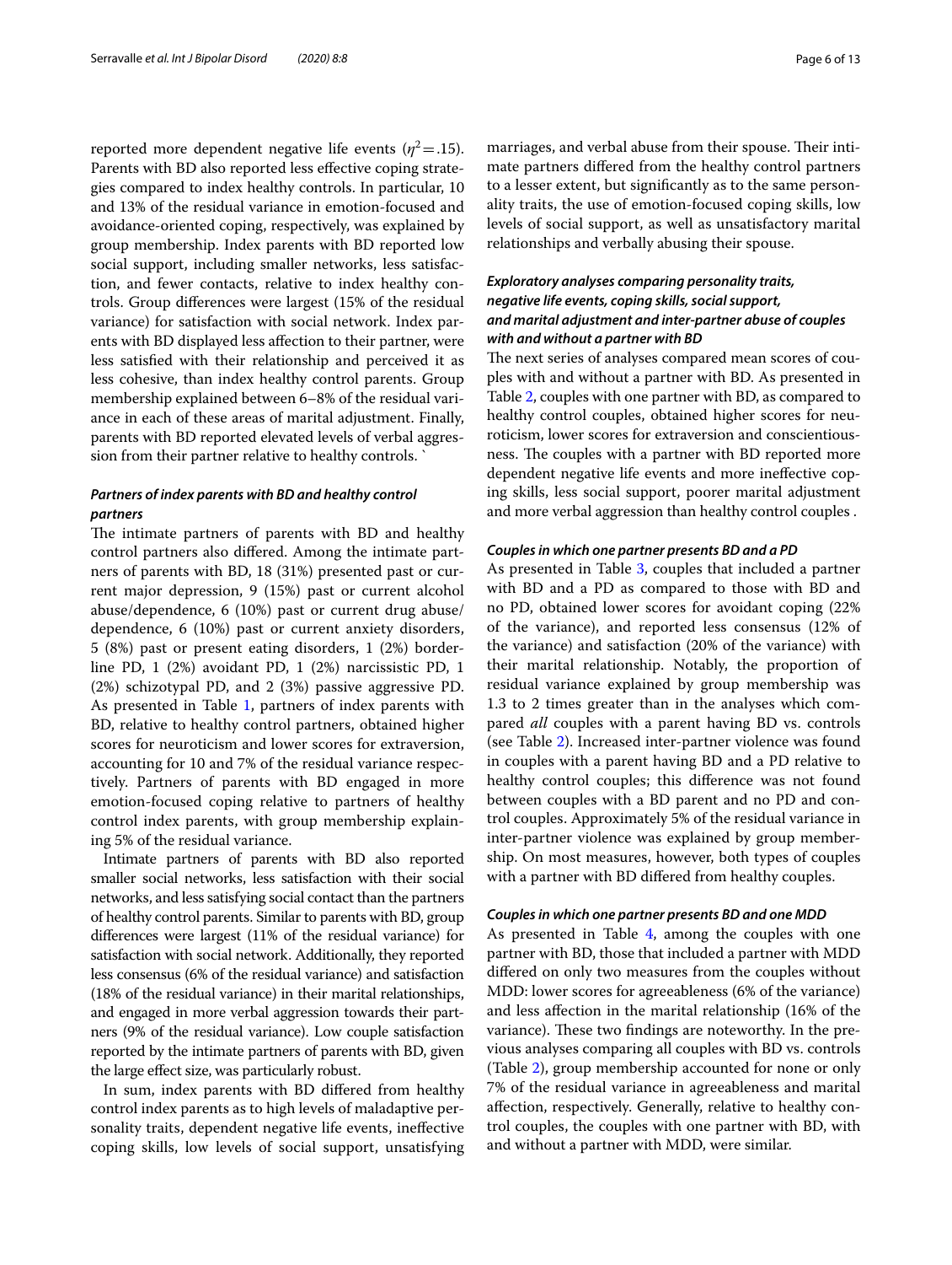reported more dependent negative life events ($\eta^2 = .15$). Parents with BD also reported less effective coping strategies compared to index healthy controls. In particular, 10 and 13% of the residual variance in emotion-focused and avoidance-oriented coping, respectively, was explained by group membership. Index parents with BD reported low social support, including smaller networks, less satisfaction, and fewer contacts, relative to index healthy controls. Group differences were largest (15% of the residual variance) for satisfaction with social network. Index parents with BD displayed less affection to their partner, were less satisfied with their relationship and perceived it as less cohesive, than index healthy control parents. Group membership explained between 6–8% of the residual variance in each of these areas of marital adjustment. Finally, parents with BD reported elevated levels of verbal aggression from their partner relative to healthy controls. `

### *Partners of index parents with BD and healthy control partners*

The intimate partners of parents with BD and healthy control partners also differed. Among the intimate partners of parents with BD, 18 (31%) presented past or current major depression, 9 (15%) past or current alcohol abuse/dependence, 6 (10%) past or current drug abuse/dependence, 6 (10%) past or current anxiety disorders, 5 (8%) past or present eating disorders, 1 (2%) borderline PD, 1 (2%) avoidant PD, 1 (2%) narcissistic PD, 1 (2%) schizotypal PD, and 2 (3%) passive aggressive PD. As presented in Table 1, partners of index parents with BD, relative to healthy control partners, obtained higher scores for neuroticism and lower scores for extraversion, accounting for 10 and 7% of the residual variance respectively. Partners of parents with BD engaged in more emotion-focused coping relative to partners of healthy control index parents, with group membership explaining 5% of the residual variance.

Intimate partners of parents with BD also reported smaller social networks, less satisfaction with their social networks, and less satisfying social contact than the partners of healthy control parents. Similar to parents with BD, group differences were largest (11% of the residual variance) for satisfaction with social network. Additionally, they reported less consensus (6% of the residual variance) and satisfaction (18% of the residual variance) in their marital relationships, and engaged in more verbal aggression towards their partners (9% of the residual variance). Low couple satisfaction reported by the intimate partners of parents with BD, given the large effect size, was particularly robust.

In sum, index parents with BD differed from healthy control index parents as to high levels of maladaptive personality traits, dependent negative life events, ineffective coping skills, low levels of social support, unsatisfying marriages, and verbal abuse from their spouse. Their intimate partners differed from the healthy control partners to a lesser extent, but significantly as to the same personality traits, the use of emotion-focused coping skills, low levels of social support, as well as unsatisfactory marital relationships and verbally abusing their spouse.

### *Exploratory analyses comparing personality traits, negative life events, coping skills, social support, and marital adjustment and inter-partner abuse of couples with and without a partner with BD*

The next series of analyses compared mean scores of couples with and without a partner with BD. As presented in Table 2, couples with one partner with BD, as compared to healthy control couples, obtained higher scores for neuroticism, lower scores for extraversion and conscientiousness. The couples with a partner with BD reported more dependent negative life events and more ineffective coping skills, less social support, poorer marital adjustment and more verbal aggression than healthy control couples .

### *Couples in which one partner presents BD and a PD*

As presented in Table 3, couples that included a partner with BD and a PD as compared to those with BD and no PD, obtained lower scores for avoidant coping (22% of the variance), and reported less consensus (12% of the variance) and satisfaction (20% of the variance) with their marital relationship. Notably, the proportion of residual variance explained by group membership was 1.3 to 2 times greater than in the analyses which compared *all* couples with a parent having BD vs. controls (see Table 2). Increased inter-partner violence was found in couples with a parent having BD and a PD relative to healthy control couples; this difference was not found between couples with a BD parent and no PD and control couples. Approximately 5% of the residual variance in inter-partner violence was explained by group membership. On most measures, however, both types of couples with a partner with BD differed from healthy couples.

### *Couples in which one partner presents BD and one MDD*

As presented in Table 4, among the couples with one partner with BD, those that included a partner with MDD differed on only two measures from the couples without MDD: lower scores for agreeableness (6% of the variance) and less affection in the marital relationship (16% of the variance). These two findings are noteworthy. In the previous analyses comparing all couples with BD vs. controls (Table 2), group membership accounted for none or only 7% of the residual variance in agreeableness and marital affection, respectively. Generally, relative to healthy control couples, the couples with one partner with BD, with and without a partner with MDD, were similar.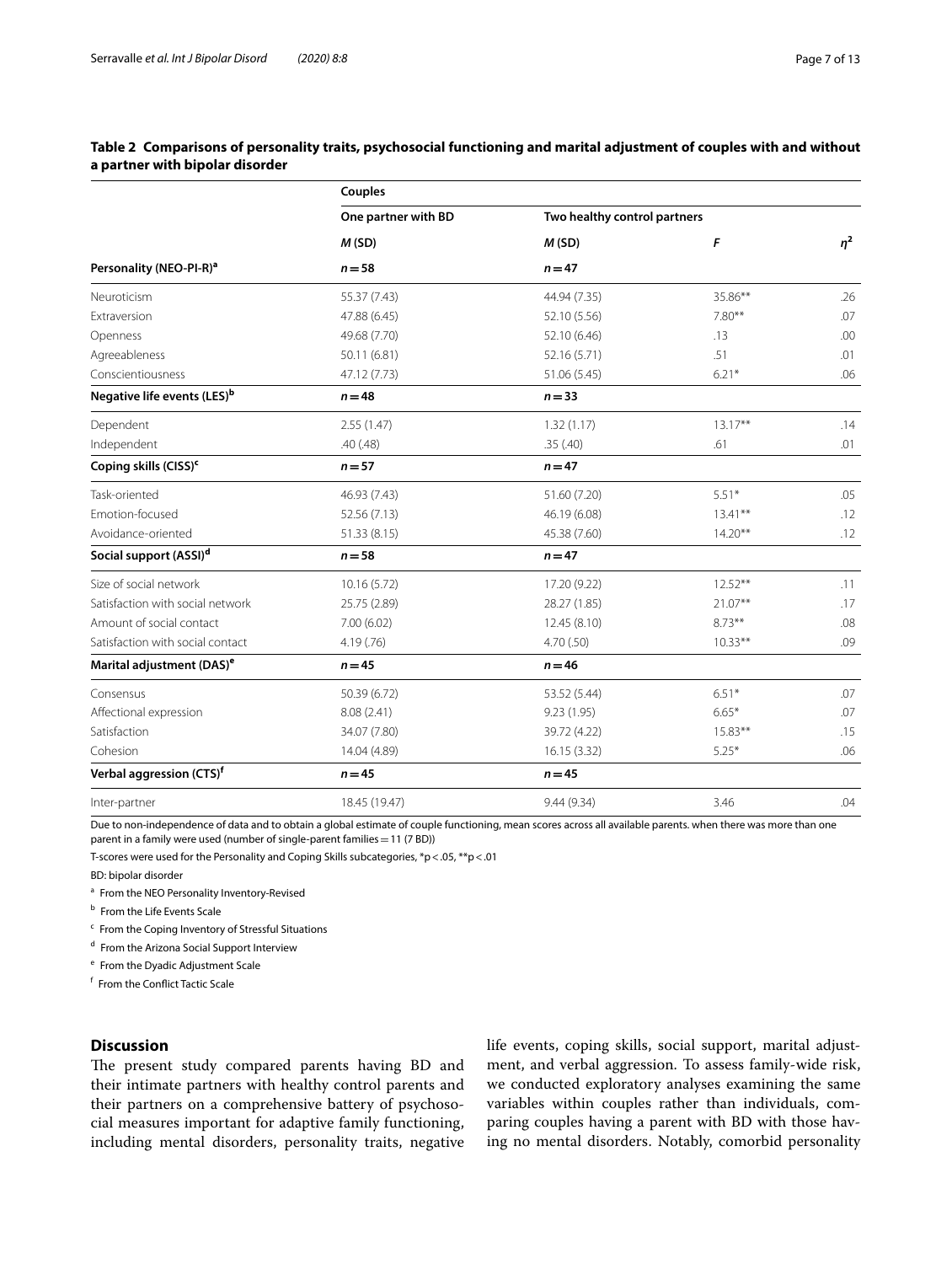**Table 2 Comparisons of personality traits, psychosocial functioning and marital adjustment of couples with and without a partner with bipolar disorder**

| | Couples | | | |
|---|---|---|---|---|
| | One partner with BD | Two healthy control partners | | |
| | *M* (SD) | *M* (SD) | *F* | $\eta^2$ |
| **Personality (NEO-PI-R)[a]** | $n=58$ | $n=47$ | | |
| Neuroticism | 55.37 (7.43) | 44.94 (7.35) | 35.86** | .26 |
| Extraversion | 47.88 (6.45) | 52.10 (5.56) | 7.80** | .07 |
| Openness | 49.68 (7.70) | 52.10 (6.46) | .13 | .00 |
| Agreeableness | 50.11 (6.81) | 52.16 (5.71) | .51 | .01 |
| Conscientiousness | 47.12 (7.73) | 51.06 (5.45) | 6.21* | .06 |
| **Negative life events (LES)[b]** | $n=48$ | $n=33$ | | |
| Dependent | 2.55 (1.47) | 1.32 (1.17) | 13.17** | .14 |
| Independent | .40 (.48) | .35 (.40) | .61 | .01 |
| **Coping skills (CISS)[c]** | $n=57$ | $n=47$ | | |
| Task-oriented | 46.93 (7.43) | 51.60 (7.20) | 5.51* | .05 |
| Emotion-focused | 52.56 (7.13) | 46.19 (6.08) | 13.41** | .12 |
| Avoidance-oriented | 51.33 (8.15) | 45.38 (7.60) | 14.20** | .12 |
| **Social support (ASSI)[d]** | $n=58$ | $n=47$ | | |
| Size of social network | 10.16 (5.72) | 17.20 (9.22) | 12.52** | .11 |
| Satisfaction with social network | 25.75 (2.89) | 28.27 (1.85) | 21.07** | .17 |
| Amount of social contact | 7.00 (6.02) | 12.45 (8.10) | 8.73** | .08 |
| Satisfaction with social contact | 4.19 (.76) | 4.70 (.50) | 10.33** | .09 |
| **Marital adjustment (DAS)[e]** | $n=45$ | $n=46$ | | |
| Consensus | 50.39 (6.72) | 53.52 (5.44) | 6.51* | .07 |
| Affectional expression | 8.08 (2.41) | 9.23 (1.95) | 6.65* | .07 |
| Satisfaction | 34.07 (7.80) | 39.72 (4.22) | 15.83** | .15 |
| Cohesion | 14.04 (4.89) | 16.15 (3.32) | 5.25* | .06 |
| **Verbal aggression (CTS)[f]** | $n=45$ | $n=45$ | | |
| Inter-partner | 18.45 (19.47) | 9.44 (9.34) | 3.46 | .04 |

Due to non-independence of data and to obtain a global estimate of couple functioning, mean scores across all available parents. when there was more than one parent in a family were used (number of single-parent families = 11 (7 BD))

T-scores were used for the Personality and Coping Skills subcategories, *p < .05, **p < .01

BD: bipolar disorder

[a] From the NEO Personality Inventory-Revised

[b] From the Life Events Scale

[c] From the Coping Inventory of Stressful Situations

[d] From the Arizona Social Support Interview

[e] From the Dyadic Adjustment Scale

[f] From the Conflict Tactic Scale

## Discussion

The present study compared parents having BD and their intimate partners with healthy control parents and their partners on a comprehensive battery of psychosocial measures important for adaptive family functioning, including mental disorders, personality traits, negative life events, coping skills, social support, marital adjustment, and verbal aggression. To assess family-wide risk, we conducted exploratory analyses examining the same variables within couples rather than individuals, comparing couples having a parent with BD with those having no mental disorders. Notably, comorbid personality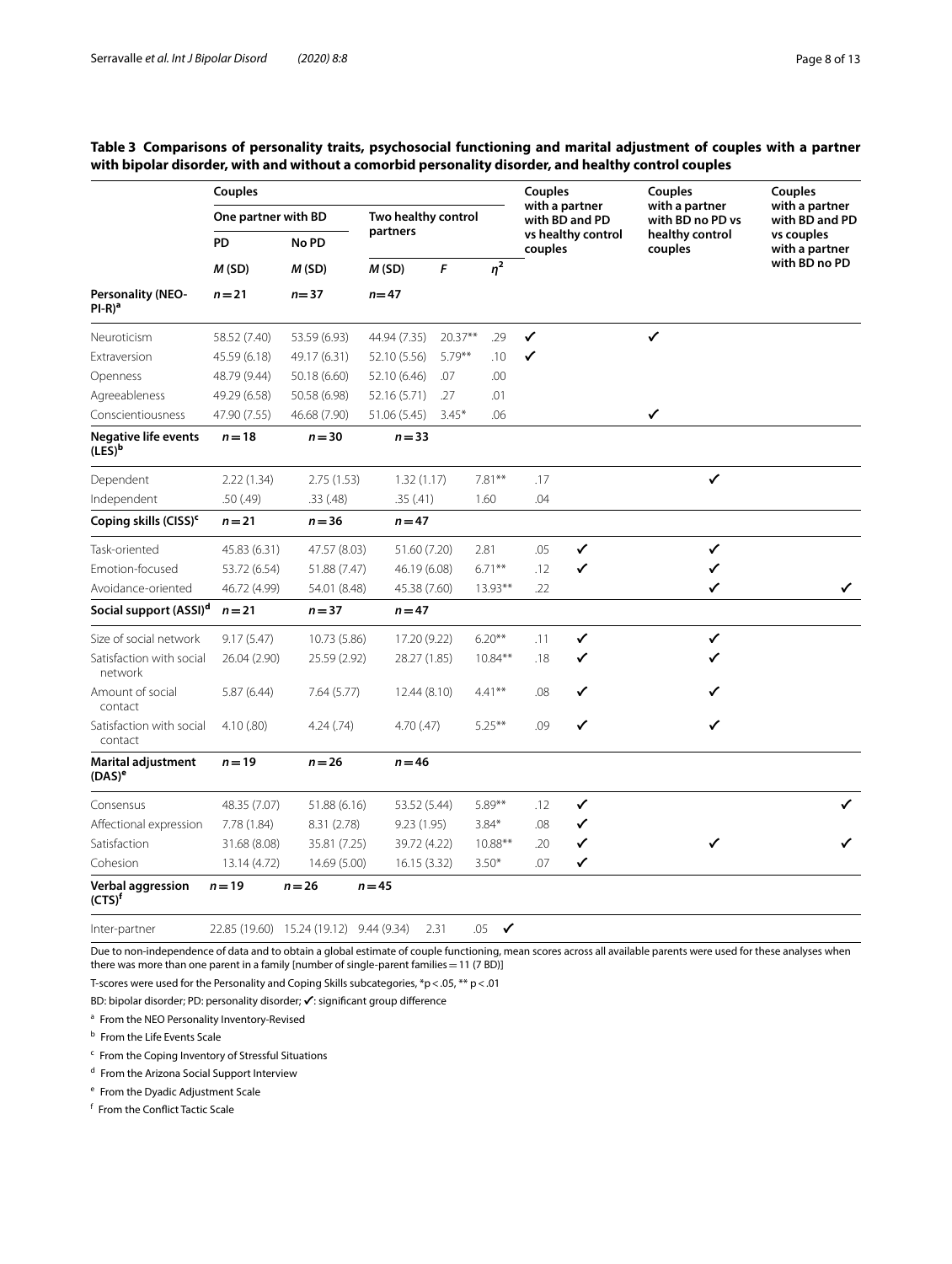**Table 3 Comparisons of personality traits, psychosocial functioning and marital adjustment of couples with a partner with bipolar disorder, with and without a comorbid personality disorder, and healthy control couples**

| | Couples | | | | | Couples with a partner with BD and PD vs healthy control couples | Couples with a partner with BD no PD vs healthy control couples | Couples with a partner with BD and PD vs couples with a partner with BD no PD |
|---|---|---|---|---|---|---|---|---|
| | One partner with BD | | Two healthy control partners | | | | | |
| | PD | No PD | | | | | | |
| | *M* (SD) | *M* (SD) | *M* (SD) | *F* | $\eta^2$ | | | |
| **Personality (NEO-PI-R)[a]** | *n* = 21 | *n* = 37 | *n* = 47 | | | | | |
| Neuroticism | 58.52 (7.40) | 53.59 (6.93) | 44.94 (7.35) | 20.37** | .29 | ✓ | ✓ | |
| Extraversion | 45.59 (6.18) | 49.17 (6.31) | 52.10 (5.56) | 5.79** | .10 | ✓ | | |
| Openness | 48.79 (9.44) | 50.18 (6.60) | 52.10 (6.46) | .07 | .00 | | | |
| Agreeableness | 49.29 (6.58) | 50.58 (6.98) | 52.16 (5.71) | .27 | .01 | | | |
| Conscientiousness | 47.90 (7.55) | 46.68 (7.90) | 51.06 (5.45) | 3.45* | .06 | | ✓ | |
| **Negative life events (LES)[b]** | *n* = 18 | *n* = 30 | *n* = 33 | | | | | |
| Dependent | 2.22 (1.34) | 2.75 (1.53) | 1.32 (1.17) | 7.81** | .17 | | ✓ | |
| Independent | .50 (.49) | .33 (.48) | .35 (.41) | 1.60 | .04 | | | |
| **Coping skills (CISS)[c]** | *n* = 21 | *n* = 36 | *n* = 47 | | | | | |
| Task-oriented | 45.83 (6.31) | 47.57 (8.03) | 51.60 (7.20) | 2.81 | .05 | ✓ | ✓ | |
| Emotion-focused | 53.72 (6.54) | 51.88 (7.47) | 46.19 (6.08) | 6.71** | .12 | ✓ | ✓ | |
| Avoidance-oriented | 46.72 (4.99) | 54.01 (8.48) | 45.38 (7.60) | 13.93** | .22 | | ✓ | ✓ |
| **Social support (ASSI)[d]** | *n* = 21 | *n* = 37 | *n* = 47 | | | | | |
| Size of social network | 9.17 (5.47) | 10.73 (5.86) | 17.20 (9.22) | 6.20** | .11 | ✓ | ✓ | |
| Satisfaction with social network | 26.04 (2.90) | 25.59 (2.92) | 28.27 (1.85) | 10.84** | .18 | ✓ | ✓ | |
| Amount of social contact | 5.87 (6.44) | 7.64 (5.77) | 12.44 (8.10) | 4.41** | .08 | ✓ | ✓ | |
| Satisfaction with social contact | 4.10 (.80) | 4.24 (.74) | 4.70 (.47) | 5.25** | .09 | ✓ | ✓ | |
| **Marital adjustment (DAS)[e]** | *n* = 19 | *n* = 26 | *n* = 46 | | | | | |
| Consensus | 48.35 (7.07) | 51.88 (6.16) | 53.52 (5.44) | 5.89** | .12 | ✓ | | ✓ |
| Affectional expression | 7.78 (1.84) | 8.31 (2.78) | 9.23 (1.95) | 3.84* | .08 | ✓ | | |
| Satisfaction | 31.68 (8.08) | 35.81 (7.25) | 39.72 (4.22) | 10.88** | .20 | ✓ | ✓ | ✓ |
| Cohesion | 13.14 (4.72) | 14.69 (5.00) | 16.15 (3.32) | 3.50* | .07 | ✓ | | |
| **Verbal aggression (CTS)[f]** | *n* = 19 | *n* = 26 | *n* = 45 | | | | | |
| Inter-partner | 22.85 (19.60) | 15.24 (19.12) | 9.44 (9.34) | 2.31 | .05 | ✓ | | |

Due to non-independence of data and to obtain a global estimate of couple functioning, mean scores across all available parents were used for these analyses when there was more than one parent in a family [number of single-parent families = 11 (7 BD)]

T-scores were used for the Personality and Coping Skills subcategories, *p < .05, ** p < .01

BD: bipolar disorder; PD: personality disorder; ✓: significant group difference

[a] From the NEO Personality Inventory-Revised

[b] From the Life Events Scale

[c] From the Coping Inventory of Stressful Situations

[d] From the Arizona Social Support Interview

[e] From the Dyadic Adjustment Scale

[f] From the Conflict Tactic Scale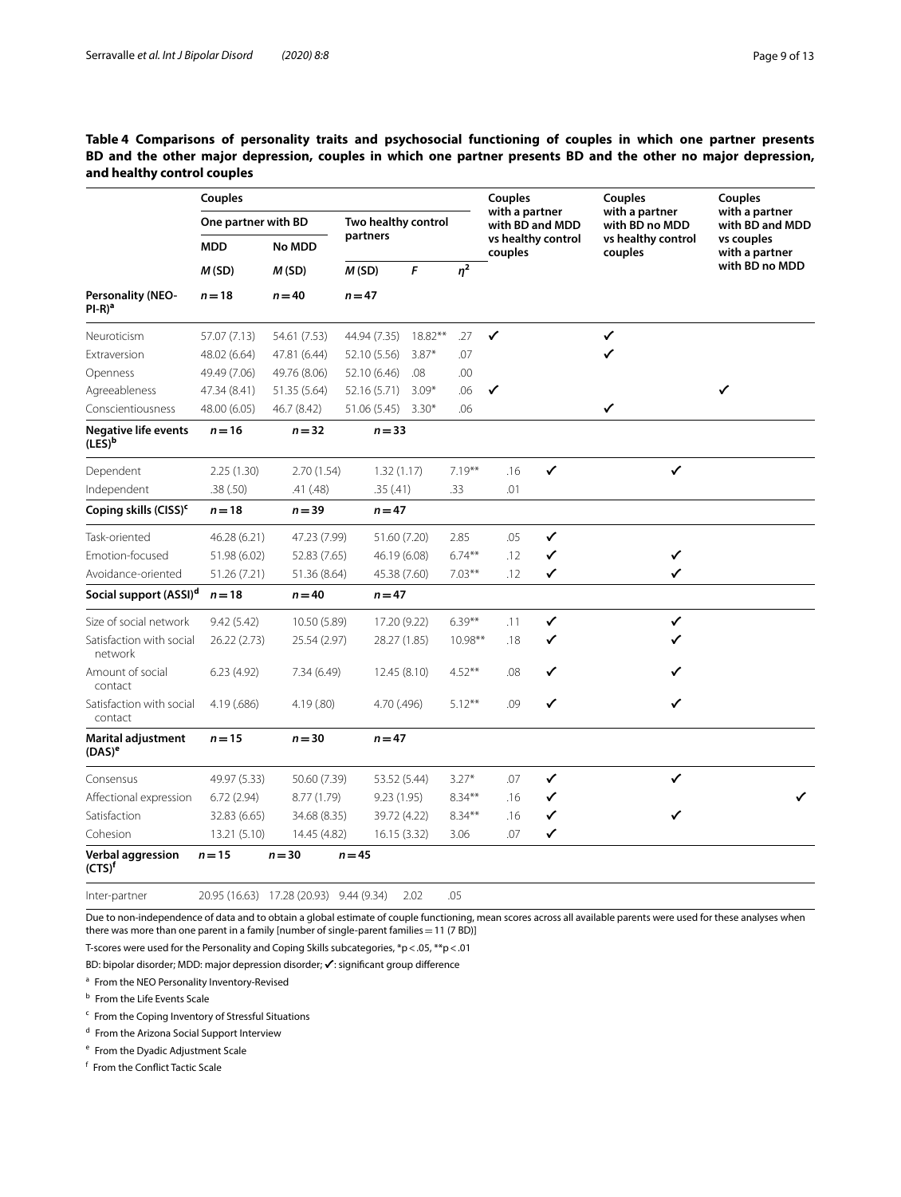**Table 4 Comparisons of personality traits and psychosocial functioning of couples in which one partner presents BD and the other major depression, couples in which one partner presents BD and the other no major depression, and healthy control couples**

| | Couples | | | | | Couples with a partner with BD and MDD vs healthy control couples | Couples with a partner with BD no MDD vs healthy control couples | Couples with a partner with BD and MDD vs couples with a partner with BD no MDD |
|---|---|---|---|---|---|---|---|---|
| | One partner with BD | | Two healthy control partners | | | | | |
| | MDD | No MDD | | | | | | |
| | *M* (SD) | *M* (SD) | *M* (SD) | *F* | $\eta^2$ | | | |
| **Personality (NEO-PI-R)[a]** | $n = 18$ | $n = 40$ | $n = 47$ | | | | | |
| Neuroticism | 57.07 (7.13) | 54.61 (7.53) | 44.94 (7.35) | 18.82** | .27 | ✓ | ✓ | |
| Extraversion | 48.02 (6.64) | 47.81 (6.44) | 52.10 (5.56) | 3.87* | .07 | | ✓ | |
| Openness | 49.49 (7.06) | 49.76 (8.06) | 52.10 (6.46) | .08 | .00 | | | |
| Agreeableness | 47.34 (8.41) | 51.35 (5.64) | 52.16 (5.71) | 3.09* | .06 | ✓ | | ✓ |
| Conscientiousness | 48.00 (6.05) | 46.7 (8.42) | 51.06 (5.45) | 3.30* | .06 | | ✓ | |
| **Negative life events (LES)[b]** | $n = 16$ | $n = 32$ | $n = 33$ | | | | | |
| Dependent | 2.25 (1.30) | 2.70 (1.54) | 1.32 (1.17) | 7.19** | .16 | ✓ | ✓ | |
| Independent | .38 (.50) | .41 (.48) | .35 (.41) | .33 | .01 | | | |
| **Coping skills (CISS)[c]** | $n = 18$ | $n = 39$ | $n = 47$ | | | | | |
| Task-oriented | 46.28 (6.21) | 47.23 (7.99) | 51.60 (7.20) | 2.85 | .05 | ✓ | | |
| Emotion-focused | 51.98 (6.02) | 52.83 (7.65) | 46.19 (6.08) | 6.74** | .12 | ✓ | ✓ | |
| Avoidance-oriented | 51.26 (7.21) | 51.36 (8.64) | 45.38 (7.60) | 7.03** | .12 | ✓ | ✓ | |
| **Social support (ASSI)[d]** | $n = 18$ | $n = 40$ | $n = 47$ | | | | | |
| Size of social network | 9.42 (5.42) | 10.50 (5.89) | 17.20 (9.22) | 6.39** | .11 | ✓ | ✓ | |
| Satisfaction with social network | 26.22 (2.73) | 25.54 (2.97) | 28.27 (1.85) | 10.98** | .18 | ✓ | ✓ | |
| Amount of social contact | 6.23 (4.92) | 7.34 (6.49) | 12.45 (8.10) | 4.52** | .08 | ✓ | ✓ | |
| Satisfaction with social contact | 4.19 (.686) | 4.19 (.80) | 4.70 (.496) | 5.12** | .09 | ✓ | ✓ | |
| **Marital adjustment (DAS)[e]** | $n = 15$ | $n = 30$ | $n = 47$ | | | | | |
| Consensus | 49.97 (5.33) | 50.60 (7.39) | 53.52 (5.44) | 3.27* | .07 | ✓ | ✓ | |
| Affectional expression | 6.72 (2.94) | 8.77 (1.79) | 9.23 (1.95) | 8.34** | .16 | ✓ | | ✓ |
| Satisfaction | 32.83 (6.65) | 34.68 (8.35) | 39.72 (4.22) | 8.34** | .16 | ✓ | ✓ | |
| Cohesion | 13.21 (5.10) | 14.45 (4.82) | 16.15 (3.32) | 3.06 | .07 | ✓ | | |
| **Verbal aggression (CTS)[f]** | $n = 15$ | $n = 30$ | $n = 45$ | | | | | |
| Inter-partner | 20.95 (16.63) | 17.28 (20.93) | 9.44 (9.34) | 2.02 | .05 | | | |

Due to non-independence of data and to obtain a global estimate of couple functioning, mean scores across all available parents were used for these analyses when there was more than one parent in a family [number of single-parent families = 11 (7 BD)]

T-scores were used for the Personality and Coping Skills subcategories, *p < .05, **p < .01

BD: bipolar disorder; MDD: major depression disorder; ✓: significant group difference

[a] From the NEO Personality Inventory-Revised

[b] From the Life Events Scale

[c] From the Coping Inventory of Stressful Situations

[d] From the Arizona Social Support Interview

[e] From the Dyadic Adjustment Scale

[f] From the Conflict Tactic Scale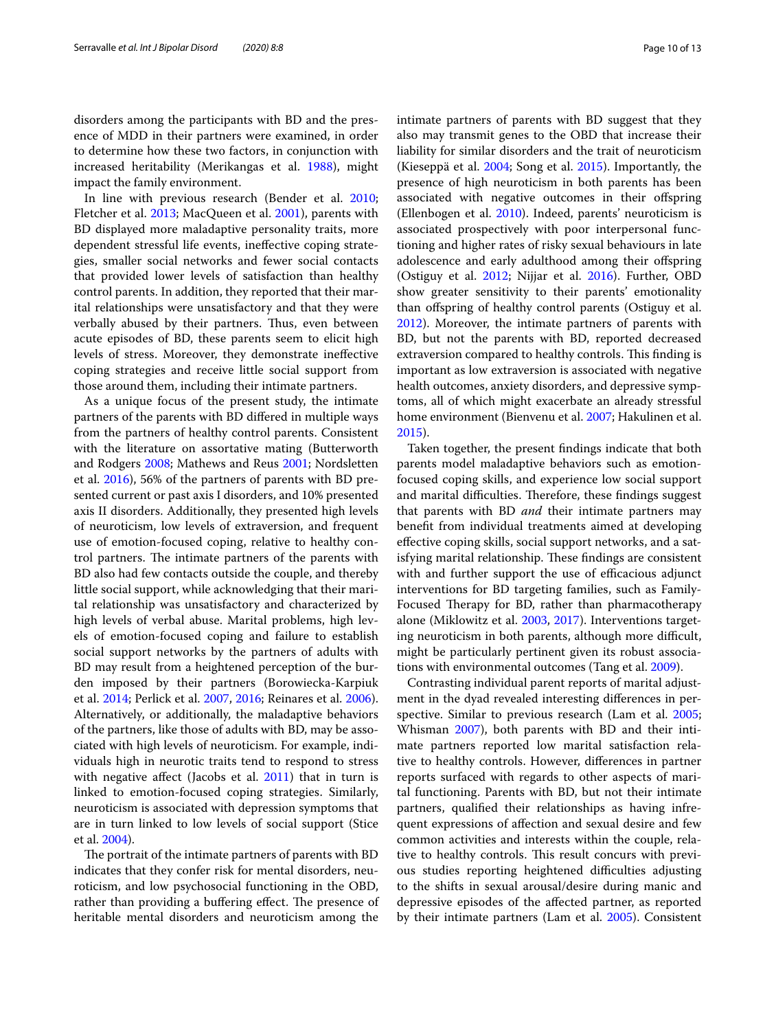disorders among the participants with BD and the presence of MDD in their partners were examined, in order to determine how these two factors, in conjunction with increased heritability (Merikangas et al. 1988), might impact the family environment.

In line with previous research (Bender et al. 2010; Fletcher et al. 2013; MacQueen et al. 2001), parents with BD displayed more maladaptive personality traits, more dependent stressful life events, ineffective coping strategies, smaller social networks and fewer social contacts that provided lower levels of satisfaction than healthy control parents. In addition, they reported that their marital relationships were unsatisfactory and that they were verbally abused by their partners. Thus, even between acute episodes of BD, these parents seem to elicit high levels of stress. Moreover, they demonstrate ineffective coping strategies and receive little social support from those around them, including their intimate partners.

As a unique focus of the present study, the intimate partners of the parents with BD differed in multiple ways from the partners of healthy control parents. Consistent with the literature on assortative mating (Butterworth and Rodgers 2008; Mathews and Reus 2001; Nordsletten et al. 2016), 56% of the partners of parents with BD presented current or past axis I disorders, and 10% presented axis II disorders. Additionally, they presented high levels of neuroticism, low levels of extraversion, and frequent use of emotion-focused coping, relative to healthy control partners. The intimate partners of the parents with BD also had few contacts outside the couple, and thereby little social support, while acknowledging that their marital relationship was unsatisfactory and characterized by high levels of verbal abuse. Marital problems, high levels of emotion-focused coping and failure to establish social support networks by the partners of adults with BD may result from a heightened perception of the burden imposed by their partners (Borowiecka-Karpiuk et al. 2014; Perlick et al. 2007, 2016; Reinares et al. 2006). Alternatively, or additionally, the maladaptive behaviors of the partners, like those of adults with BD, may be associated with high levels of neuroticism. For example, individuals high in neurotic traits tend to respond to stress with negative affect (Jacobs et al. 2011) that in turn is linked to emotion-focused coping strategies. Similarly, neuroticism is associated with depression symptoms that are in turn linked to low levels of social support (Stice et al. 2004).

The portrait of the intimate partners of parents with BD indicates that they confer risk for mental disorders, neuroticism, and low psychosocial functioning in the OBD, rather than providing a buffering effect. The presence of heritable mental disorders and neuroticism among the intimate partners of parents with BD suggest that they also may transmit genes to the OBD that increase their liability for similar disorders and the trait of neuroticism (Kieseppä et al. 2004; Song et al. 2015). Importantly, the presence of high neuroticism in both parents has been associated with negative outcomes in their offspring (Ellenbogen et al. 2010). Indeed, parents' neuroticism is associated prospectively with poor interpersonal functioning and higher rates of risky sexual behaviours in late adolescence and early adulthood among their offspring (Ostiguy et al. 2012; Nijjar et al. 2016). Further, OBD show greater sensitivity to their parents' emotionality than offspring of healthy control parents (Ostiguy et al. 2012). Moreover, the intimate partners of parents with BD, but not the parents with BD, reported decreased extraversion compared to healthy controls. This finding is important as low extraversion is associated with negative health outcomes, anxiety disorders, and depressive symptoms, all of which might exacerbate an already stressful home environment (Bienvenu et al. 2007; Hakulinen et al. 2015).

Taken together, the present findings indicate that both parents model maladaptive behaviors such as emotion-focused coping skills, and experience low social support and marital difficulties. Therefore, these findings suggest that parents with BD *and* their intimate partners may benefit from individual treatments aimed at developing effective coping skills, social support networks, and a satisfying marital relationship. These findings are consistent with and further support the use of efficacious adjunct interventions for BD targeting families, such as Family-Focused Therapy for BD, rather than pharmacotherapy alone (Miklowitz et al. 2003, 2017). Interventions targeting neuroticism in both parents, although more difficult, might be particularly pertinent given its robust associations with environmental outcomes (Tang et al. 2009).

Contrasting individual parent reports of marital adjustment in the dyad revealed interesting differences in perspective. Similar to previous research (Lam et al. 2005; Whisman 2007), both parents with BD and their intimate partners reported low marital satisfaction relative to healthy controls. However, differences in partner reports surfaced with regards to other aspects of marital functioning. Parents with BD, but not their intimate partners, qualified their relationships as having infrequent expressions of affection and sexual desire and few common activities and interests within the couple, relative to healthy controls. This result concurs with previous studies reporting heightened difficulties adjusting to the shifts in sexual arousal/desire during manic and depressive episodes of the affected partner, as reported by their intimate partners (Lam et al. 2005). Consistent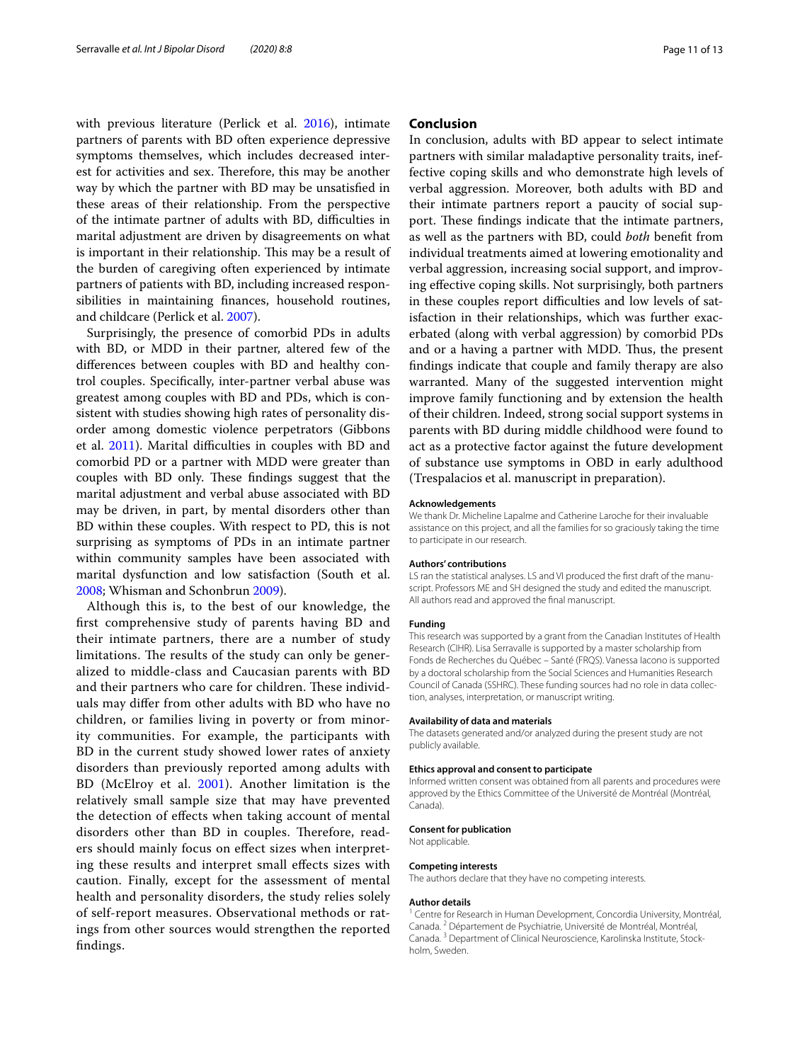with previous literature (Perlick et al. 2016), intimate partners of parents with BD often experience depressive symptoms themselves, which includes decreased interest for activities and sex. Therefore, this may be another way by which the partner with BD may be unsatisfied in these areas of their relationship. From the perspective of the intimate partner of adults with BD, difficulties in marital adjustment are driven by disagreements on what is important in their relationship. This may be a result of the burden of caregiving often experienced by intimate partners of patients with BD, including increased responsibilities in maintaining finances, household routines, and childcare (Perlick et al. 2007).

Surprisingly, the presence of comorbid PDs in adults with BD, or MDD in their partner, altered few of the differences between couples with BD and healthy control couples. Specifically, inter-partner verbal abuse was greatest among couples with BD and PDs, which is consistent with studies showing high rates of personality disorder among domestic violence perpetrators (Gibbons et al. 2011). Marital difficulties in couples with BD and comorbid PD or a partner with MDD were greater than couples with BD only. These findings suggest that the marital adjustment and verbal abuse associated with BD may be driven, in part, by mental disorders other than BD within these couples. With respect to PD, this is not surprising as symptoms of PDs in an intimate partner within community samples have been associated with marital dysfunction and low satisfaction (South et al. 2008; Whisman and Schonbrun 2009).

Although this is, to the best of our knowledge, the first comprehensive study of parents having BD and their intimate partners, there are a number of study limitations. The results of the study can only be generalized to middle-class and Caucasian parents with BD and their partners who care for children. These individuals may differ from other adults with BD who have no children, or families living in poverty or from minority communities. For example, the participants with BD in the current study showed lower rates of anxiety disorders than previously reported among adults with BD (McElroy et al. 2001). Another limitation is the relatively small sample size that may have prevented the detection of effects when taking account of mental disorders other than BD in couples. Therefore, readers should mainly focus on effect sizes when interpreting these results and interpret small effects sizes with caution. Finally, except for the assessment of mental health and personality disorders, the study relies solely of self-report measures. Observational methods or ratings from other sources would strengthen the reported findings.

## Conclusion

In conclusion, adults with BD appear to select intimate partners with similar maladaptive personality traits, ineffective coping skills and who demonstrate high levels of verbal aggression. Moreover, both adults with BD and their intimate partners report a paucity of social support. These findings indicate that the intimate partners, as well as the partners with BD, could *both* benefit from individual treatments aimed at lowering emotionality and verbal aggression, increasing social support, and improving effective coping skills. Not surprisingly, both partners in these couples report difficulties and low levels of satisfaction in their relationships, which was further exacerbated (along with verbal aggression) by comorbid PDs and or a having a partner with MDD. Thus, the present findings indicate that couple and family therapy are also warranted. Many of the suggested intervention might improve family functioning and by extension the health of their children. Indeed, strong social support systems in parents with BD during middle childhood were found to act as a protective factor against the future development of substance use symptoms in OBD in early adulthood (Trespalacios et al. manuscript in preparation).

#### Acknowledgements

We thank Dr. Micheline Lapalme and Catherine Laroche for their invaluable assistance on this project, and all the families for so graciously taking the time to participate in our research.

#### Authors' contributions

LS ran the statistical analyses. LS and VI produced the first draft of the manuscript. Professors ME and SH designed the study and edited the manuscript. All authors read and approved the final manuscript.

#### Funding

This research was supported by a grant from the Canadian Institutes of Health Research (CIHR). Lisa Serravalle is supported by a master scholarship from Fonds de Recherches du Québec – Santé (FRQS). Vanessa Iacono is supported by a doctoral scholarship from the Social Sciences and Humanities Research Council of Canada (SSHRC). These funding sources had no role in data collection, analyses, interpretation, or manuscript writing.

#### Availability of data and materials

The datasets generated and/or analyzed during the present study are not publicly available.

#### Ethics approval and consent to participate

Informed written consent was obtained from all parents and procedures were approved by the Ethics Committee of the Université de Montréal (Montréal, Canada).

#### Consent for publication

Not applicable.

#### Competing interests

The authors declare that they have no competing interests.

#### Author details

[1] Centre for Research in Human Development, Concordia University, Montréal, Canada. [2] Département de Psychiatrie, Université de Montréal, Montréal, Canada. [3] Department of Clinical Neuroscience, Karolinska Institute, Stockholm, Sweden.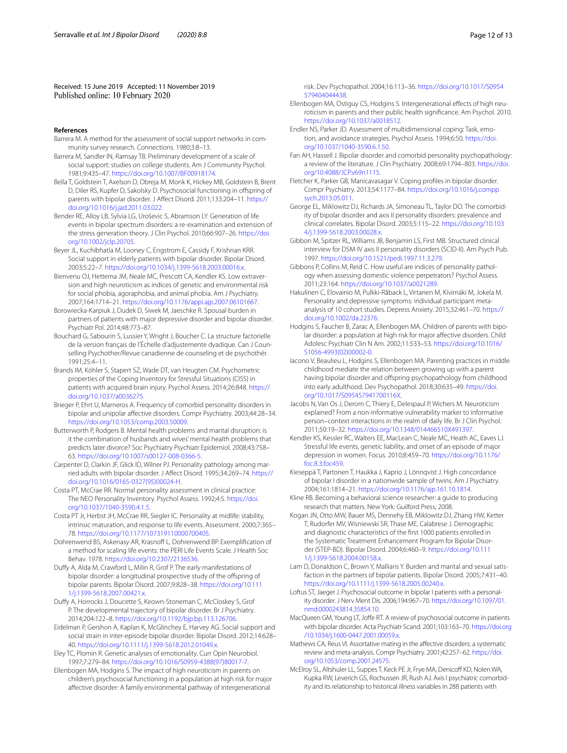Received: 15 June 2019 Accepted: 11 November 2019
Published online: 10 February 2020

### References

Barrera M. A method for the assessment of social support networks in community survey research. Connections. 1980;3:8–13.

Barrera M, Sandler IN, Ramsay TB. Preliminary development of a scale of social support: studies on college students. Am J Community Psychol. 1981;9:435–47. https://doi.org/10.1007/BF00918174.

Bella T, Goldstein T, Axelson D, Obreja M, Monk K, Hickey MB, Goldstein B, Brent D, Diler RS, Kupfer D, Sakolsky D. Psychosocial functioning in offspring of parents with bipolar disorder. J Affect Disord. 2011;133:204–11. https://doi.org/10.1016/j.jad.2011.03.022.

Bender RE, Alloy LB, Sylvia LG, Urošević S, Abramson LY. Generation of life events in bipolar spectrum disorders: a re-examination and extension of the stress generation theory. J Clin Psychol. 2010;66:907–26. https://doi.org/10.1002/jclp.20705.

Beyer JL, Kuchibhatla M, Looney C, Engstrom E, Cassidy F, Krishnan KRR. Social support in elderly patients with bipolar disorder. Bipolar Disord. 2003;5:22–7. https://doi.org/10.1034/j.1399-5618.2003.00016.x.

Bienvenu OJ, Hettema JM, Neale MC, Prescott CA, Kendler KS. Low extraversion and high neuroticism as indices of genetic and environmental risk for social phobia, agoraphobia, and animal phobia. Am J Psychiatry. 2007;164:1714–21. https://doi.org/10.1176/appi.ajp.2007.06101667.

Borowiecka-Karpiuk J, Dudek D, Siwek M, Jaeschke R. Spousal burden in partners of patients with major depressive disorder and bipolar disorder. Psychiatr Pol. 2014;48:773–87.

Bouchard G, Sabourin S, Lussier Y, Wright J, Boucher C. La structure factorielle de la version français de l'Échelle d'adjustemente dyadique. Can J Counselling Psychother/Revue canadienne de counseling et de psychothér. 1991;25:4–11.

Brands IM, Köhler S, Stapert SZ, Wade DT, van Heugten CM. Psychometric properties of the Coping Inventory for Stressful Situations (CISS) in patients with acquired brain injury. Psychol Assess. 2014;26:848. https://doi.org/10.1037/a0036275.

Brieger P, Ehrt U, Marneros A. Frequency of comorbid personality disorders in bipolar and unipolar affective disorders. Compr Psychiatry. 2003;44:28–34. https://doi.org/10.1053/comp.2003.50009.

Butterworth P, Rodgers B. Mental health problems and marital disruption: is it the combination of husbands and wives' mental health problems that predicts later divorce? Soc Psychiatry Psychiatr Epidemiol. 2008;43:758–63. https://doi.org/10.1007/s00127-008-0366-5.

Carpenter D, Clarkin JF, Glick ID, Wilner PJ. Personality pathology among married adults with bipolar disorder. J Affect Disord. 1995;34:269–74. https://doi.org/10.1016/0165-0327(95)00024-H.

Costa PT, McCrae RR. Normal personality assessment in clinical practice: The NEO Personality Inventory. Psychol Assess. 1992;4:5. https://doi.org/10.1037/1040-3590.4.1.5.

Costa PT Jr, Herbst JH, McCrae RR, Siegler IC. Personality at midlife: stability, intrinsic maturation, and response to life events. Assessment. 2000;7:365–78. https://doi.org/10.1177/107319110000700405.

Dohrenwend BS, Askenasy AR, Krasnoff L, Dohrenwend BP. Exemplification of a method for scaling life events: the PERI Life Events Scale. J Health Soc Behav. 1978. https://doi.org/10.2307/2136536.

Duffy A, Alda M, Crawford L, Milin R, Grof P. The early manifestations of bipolar disorder: a longitudinal prospective study of the offspring of bipolar parents. Bipolar Disord. 2007;9:828–38. https://doi.org/10.1111/j.1399-5618.2007.00421.x.

Duffy A, Horrocks J, Doucette S, Keown-Stoneman C, McCloskey S, Grof P. The developmental trajectory of bipolar disorder. Br J Psychiatry. 2014;204:122–8. https://doi.org/10.1192/bjp.bp.113.126706.

Eidelman P, Gershon A, Kaplan K, McGlinchey E, Harvey AG. Social support and social strain in inter-episode bipolar disorder. Bipolar Disord. 2012;14:628–40. https://doi.org/10.1111/j.1399-5618.2012.01049.x.

Eley TC, Plomin R. Genetic analyses of emotionality. Curr Opin Neurobiol. 1997;7:279–84. https://doi.org/10.1016/S0959-4388(97)80017-7.

Ellenbogen MA, Hodgins S. The impact of high neuroticism in parents on children's psychosocial functioning in a population at high risk for major affective disorder: A family environmental pathway of intergenerational risk. Dev Psychopathol. 2004;16:113–36. https://doi.org/10.1017/S0954579404044438.

Ellenbogen MA, Ostiguy CS, Hodgins S. Intergenerational effects of high neuroticism in parents and their public health significance. Am Psychol. 2010. https://doi.org/10.1037/a0018512.

Endler NS, Parker JD. Assessment of multidimensional coping: Task, emotion, and avoidance strategies. Psychol Assess. 1994;6:50. https://doi.org/10.1037/1040-3590.6.1.50.

Fan AH, Hassell J. Bipolar disorder and comorbid personality psychopathology: a review of the literature. J Clin Psychiatry. 2008;69:1794–803. https://doi.org/10.4088/JCP.v69n1115.

Fletcher K, Parker GB, Manicavasagar V. Coping profiles in bipolar disorder. Compr Psychiatry. 2013;54:1177–84. https://doi.org/10.1016/j.comppsych.2013.05.011.

George EL, Miklowitz DJ, Richards JA, Simoneau TL, Taylor DO. The comorbidity of bipolar disorder and axis II personality disorders: prevalence and clinical correlates. Bipolar Disord. 2003;5:115–22. https://doi.org/10.1034/j.1399-5618.2003.00028.x.

Gibbon M, Spitzer RL, Williams JB, Benjamin LS, First MB. Structured clinical interview for DSM-IV axis II personality disorders (SCID-II). Am Psych Pub. 1997. https://doi.org/10.1521/pedi.1997.11.3.279.

Gibbons P, Collins M, Reid C. How useful are indices of personality pathology when assessing domestic violence perpetrators? Psychol Assess. 2011;23:164. https://doi.org/10.1037/a0021289.

Hakulinen C, Elovainio M, Pulkki-Råback L, Virtanen M, Kivimäki M, Jokela M. Personality and depressive symptoms: individual participant meta-analysis of 10 cohort studies. Depress Anxiety. 2015;32:461–70. https://doi.org/10.1002/da.22376.

Hodgins S, Faucher B, Zarac A, Ellenbogen MA. Children of parents with bipolar disorder: a population at high risk for major affective disorders. Child Adolesc Psychiatr Clin N Am. 2002;11:533–53. https://doi.org/10.1016/S1056-4993(02)00002-0.

Iacono V, Beaulieu L, Hodgins S, Ellenbogen MA. Parenting practices in middle childhood mediate the relation between growing up with a parent having bipolar disorder and offspring psychopathology from childhood into early adulthood. Dev Psychopathol. 2018;30:635–49. https://doi.org/10.1017/S095457941700116X.

Jacobs N, Van Os J, Derom C, Thiery E, Delespaul P, Wichers M. Neuroticism explained? From a non-informative vulnerability marker to informative person–context interactions in the realm of daily life. Br J Clin Psychol. 2011;50:19–32. https://doi.org/10.1348/014466510X491397.

Kendler KS, Kessler RC, Walters EE, MacLean C, Neale MC, Heath AC, Eaves LJ. Stressful life events, genetic liability, and onset of an episode of major depression in women. Focus. 2010;8:459–70. https://doi.org/10.1176/foc.8.3.foc459.

Kieseppä T, Partonen T, Haukka J, Kaprio J, Lönnqvist J. High concordance of bipolar I disorder in a nationwide sample of twins. Am J Psychiatry. 2004;161:1814–21. https://doi.org/10.1176/ajp.161.10.1814.

Kline RB. Becoming a behavioral science researcher: a guide to producing research that matters. New York: Guilford Press; 2008.

Kogan JN, Otto MW, Bauer MS, Dennehy EB, Miklowitz DJ, Zhang HW, Ketter T, Rudorfer MV, Wisniewski SR, Thase ME, Calabrese J. Demographic and diagnostic characteristics of the first 1000 patients enrolled in the Systematic Treatment Enhancement Program for Bipolar Disorder (STEP-BD). Bipolar Disord. 2004;6:460–9. https://doi.org/10.1111/j.1399-5618.2004.00158.x.

Lam D, Donaldson C, Brown Y, Malliaris Y. Burden and marital and sexual satisfaction in the partners of bipolar patients. Bipolar Disord. 2005;7:431–40. https://doi.org/10.1111/j.1399-5618.2005.00240.x.

Loftus ST, Jaeger J. Psychosocial outcome in bipolar I patients with a personality disorder. J Nerv Ment Dis. 2006;194:967–70. https://doi.org/10.1097/01.nmd.0000243814.35854.10.

MacQueen GM, Young LT, Joffe RT. A review of psychosocial outcome in patients with bipolar disorder. Acta Psychiatr Scand. 2001;103:163–70. https://doi.org/10.1034/j.1600-0447.2001.00059.x.

Mathews CA, Reus VI. Assortative mating in the affective disorders: a systematic review and meta-analysis. Compr Psychiatry. 2001;42:257–62. https://doi.org/10.1053/comp.2001.24575.

McElroy SL, Altshuler LL, Suppes T, Keck PE Jr, Frye MA, Denicoff KD, Nolen WA, Kupka RW, Leverich GS, Rochussen JR, Rush AJ. Axis I psychiatric comorbidity and its relationship to historical illness variables in 288 patients with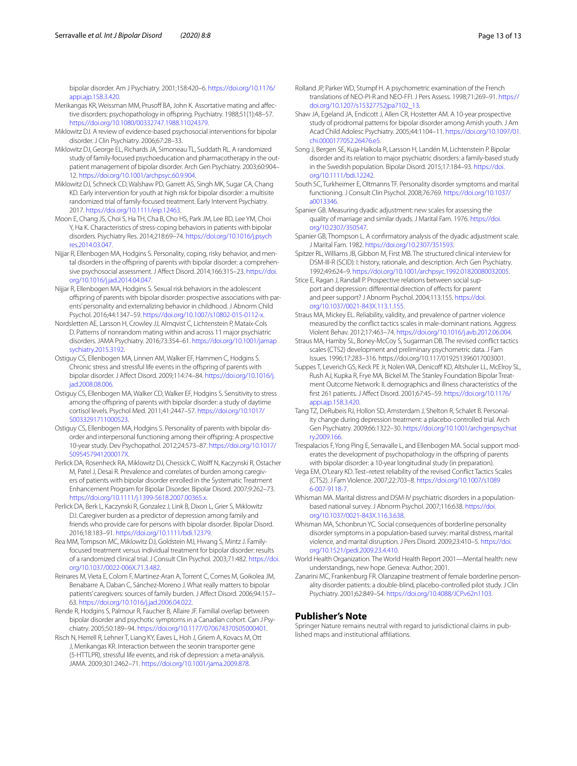bipolar disorder. Am J Psychiatry. 2001;158:420–6. https://doi.org/10.1176/appi.ajp.158.3.420.

Merikangas KR, Weissman MM, Prusoff BA, John K. Assortative mating and affective disorders: psychopathology in offspring. Psychiatry. 1988;51(1):48–57. https://doi.org/10.1080/00332747.1988.11024379.

Miklowitz DJ. A review of evidence-based psychosocial interventions for bipolar disorder. J Clin Psychiatry. 2006;67:28–33.

Miklowitz DJ, George EL, Richards JA, Simoneau TL, Suddath RL. A randomized study of family-focused psychoeducation and pharmacotherapy in the outpatient management of bipolar disorder. Arch Gen Psychiatry. 2003;60:904–12. https://doi.org/10.1001/archpsyc.60.9.904.

Miklowitz DJ, Schneck CD, Walshaw PD, Garrett AS, Singh MK, Sugar CA, Chang KD. Early intervention for youth at high risk for bipolar disorder: a multisite randomized trial of family-focused treatment. Early Intervent Psychiatry. 2017. https://doi.org/10.1111/eip.12463.

Moon E, Chang JS, Choi S, Ha TH, Cha B, Cho HS, Park JM, Lee BD, Lee YM, Choi Y, Ha K. Characteristics of stress-coping behaviors in patients with bipolar disorders. Psychiatry Res. 2014;218:69–74. https://doi.org/10.1016/j.psychres.2014.03.047.

Nijjar R, Ellenbogen MA, Hodgins S. Personality, coping, risky behavior, and mental disorders in the offspring of parents with bipolar disorder: a comprehensive psychosocial assessment. J Affect Disord. 2014;166:315–23. https://doi.org/10.1016/j.jad.2014.04.047.

Nijjar R, Ellenbogen MA, Hodgins S. Sexual risk behaviors in the adolescent offspring of parents with bipolar disorder: prospective associations with parents' personality and externalizing behavior in childhood. J Abnorm Child Psychol. 2016;44:1347–59. https://doi.org/10.1007/s10802-015-0112-x.

Nordsletten AE, Larsson H, Crowley JJ, Almqvist C, Lichtenstein P, Mataix-Cols D. Patterns of nonrandom mating within and across 11 major psychiatric disorders. JAMA Psychiatry. 2016;73:354–61. https://doi.org/10.1001/jamapsychiatry.2015.3192.

Ostiguy CS, Ellenbogen MA, Linnen AM, Walker EF, Hammen C, Hodgins S. Chronic stress and stressful life events in the offspring of parents with bipolar disorder. J Affect Disord. 2009;114:74–84. https://doi.org/10.1016/j.jad.2008.08.006.

Ostiguy CS, Ellenbogen MA, Walker CD, Walker EF, Hodgins S. Sensitivity to stress among the offspring of parents with bipolar disorder: a study of daytime cortisol levels. Psychol Med. 2011;41:2447–57. https://doi.org/10.1017/S0033291711000523.

Ostiguy CS, Ellenbogen MA, Hodgins S. Personality of parents with bipolar disorder and interpersonal functioning among their offspring: A prospective 10-year study. Dev Psychopathol. 2012;24:573–87. https://doi.org/10.1017/S095457941200017X.

Perlick DA, Rosenheck RA, Miklowitz DJ, Chessick C, Wolff N, Kaczynski R, Ostacher M, Patel J, Desai R. Prevalence and correlates of burden among caregivers of patients with bipolar disorder enrolled in the Systematic Treatment Enhancement Program for Bipolar Disorder. Bipolar Disord. 2007;9:262–73. https://doi.org/10.1111/j.1399-5618.2007.00365.x.

Perlick DA, Berk L, Kaczynski R, Gonzalez J, Link B, Dixon L, Grier S, Miklowitz DJ. Caregiver burden as a predictor of depression among family and friends who provide care for persons with bipolar disorder. Bipolar Disord. 2016;18:183–91. https://doi.org/10.1111/bdi.12379.

Rea MM, Tompson MC, Miklowitz DJ, Goldstein MJ, Hwang S, Mintz J. Family-focused treatment versus individual treatment for bipolar disorder: results of a randomized clinical trial. J Consult Clin Psychol. 2003;71:482. https://doi.org/10.1037/0022-006X.71.3.482.

Reinares M, Vieta E, Colom F, Martinez-Aran A, Torrent C, Comes M, Goikolea JM, Benabarre A, Daban C, Sánchez-Moreno J. What really matters to bipolar patients' caregivers: sources of family burden. J Affect Disord. 2006;94:157–63. https://doi.org/10.1016/j.jad.2006.04.022.

Rende R, Hodgins S, Palmour R, Faucher B, Allaire JF. Familial overlap between bipolar disorder and psychotic symptoms in a Canadian cohort. Can J Psychiatry. 2005;50:189–94. https://doi.org/10.1177/070674370505000401.

Risch N, Herrell R, Lehner T, Liang KY, Eaves L, Hoh J, Griem A, Kovacs M, Ott J, Merikangas KR. Interaction between the seonin transporter gene (5-HTTLPR), stressful life events, and risk of depression: a meta-analysis. JAMA. 2009;301:2462–71. https://doi.org/10.1001/jama.2009.878.

Rolland JP, Parker WD, Stumpf H. A psychometric examination of the French translations of NEO-PI-R and NEO-FFI. J Pers Assess. 1998;71:269–91. https://doi.org/10.1207/s15327752jpa7102_13.

Shaw JA, Egeland JA, Endicott J, Allen CR, Hostetter AM. A 10-year prospective study of prodromal patterns for bipolar disorder among Amish youth. J Am Acad Child Adolesc Psychiatry. 2005;44:1104–11. https://doi.org/10.1097/01.chi.0000177052.26476.e5.

Song J, Bergen SE, Kuja-Halkola R, Larsson H, Landén M, Lichtenstein P. Bipolar disorder and its relation to major psychiatric disorders: a family-based study in the Swedish population. Bipolar Disord. 2015;17:184–93. https://doi.org/10.1111/bdi.12242.

South SC, Turkheimer E, Oltmanns TF. Personality disorder symptoms and marital functioning. J Consult Clin Psychol. 2008;76:769. https://doi.org/10.1037/a0013346.

Spanier GB. Measuring dyadic adjustment: new scales for assessing the quality of marriage and similar dyads. J Marital Fam. 1976. https://doi.org/10.2307/350547.

Spanier GB, Thompson L. A confirmatory analysis of the dyadic adjustment scale. J Marital Fam. 1982. https://doi.org/10.2307/351593.

Spitzer RL, Williams JB, Gibbon M, First MB. The structured clinical interview for DSM-III-R (SCID): I: history, rationale, and description. Arch Gen Psychiatry. 1992;49:624–9. https://doi.org/10.1001/archpsyc.1992.01820080032005.

Stice E, Ragan J, Randall P. Prospective relations between social support and depression: differential direction of effects for parent and peer support? J Abnorm Psychol. 2004;113:155. https://doi.org/10.1037/0021-843X.113.1.155.

Straus MA, Mickey EL. Reliability, validity, and prevalence of partner violence measured by the conflict tactics scales in male-dominant nations. Aggress Violent Behav. 2012;17:463–74. https://doi.org/10.1016/j.avb.2012.06.004.

Straus MA, Hamby SL, Boney-McCoy S, Sugarman DB. The revised conflict tactics scales (CTS2) development and preliminary psychometric data. J Fam Issues. 1996;17:283–316. https://doi.org/10.117/019251396017003001.

Suppes T, Leverich GS, Keck PE Jr, Nolen WA, Denicoff KD, Altshuler LL, McElroy SL, Rush AJ, Kupka R, Frye MA, Bickel M. The Stanley Foundation Bipolar Treatment Outcome Network: II. demographics and illness characteristics of the first 261 patients. J Affect Disord. 2001;67:45–59. https://doi.org/10.1176/appi.ajp.158.3.420.

Tang TZ, DeRubeis RJ, Hollon SD, Amsterdam J, Shelton R, Schalet B. Personality change during depression treatment: a placebo-controlled trial. Arch Gen Psychiatry. 2009;66:1322–30. https://doi.org/10.1001/archgenpsychiatry.2009.166.

Trespalacios F, Yong Ping E, Serravalle L, and Ellenbogen MA. Social support moderates the development of psychopathology in the offspring of parents with bipolar disorder: a 10-year longitudinal study (in preparation).

Vega EM, O'Leary KD. Test–retest reliability of the revised Conflict Tactics Scales (CTS2). J Fam Violence. 2007;22:703–8. https://doi.org/10.1007/s10896-007-9118-7.

Whisman MA. Marital distress and DSM-IV psychiatric disorders in a population-based national survey. J Abnorm Psychol. 2007;116:638. https://doi.org/10.1037/0021-843X.116.3.638.

Whisman MA, Schonbrun YC. Social consequences of borderline personality disorder symptoms in a population-based survey: marital distress, marital violence, and marital disruption. J Pers Disord. 2009;23:410–5. https://doi.org/10.1521/pedi.2009.23.4.410.

World Health Organization. The World Health Report 2001—Mental health: new understandings, new hope. Geneva: Author; 2001.

Zanarini MC, Frankenburg FR. Olanzapine treatment of female borderline personality disorder patients: a double-blind, placebo-controlled pilot study. J Clin Psychiatry. 2001;62:849–54. https://doi.org/10.4088/JCP.v62n1103.

## Publisher's Note

Springer Nature remains neutral with regard to jurisdictional claims in published maps and institutional affiliations.